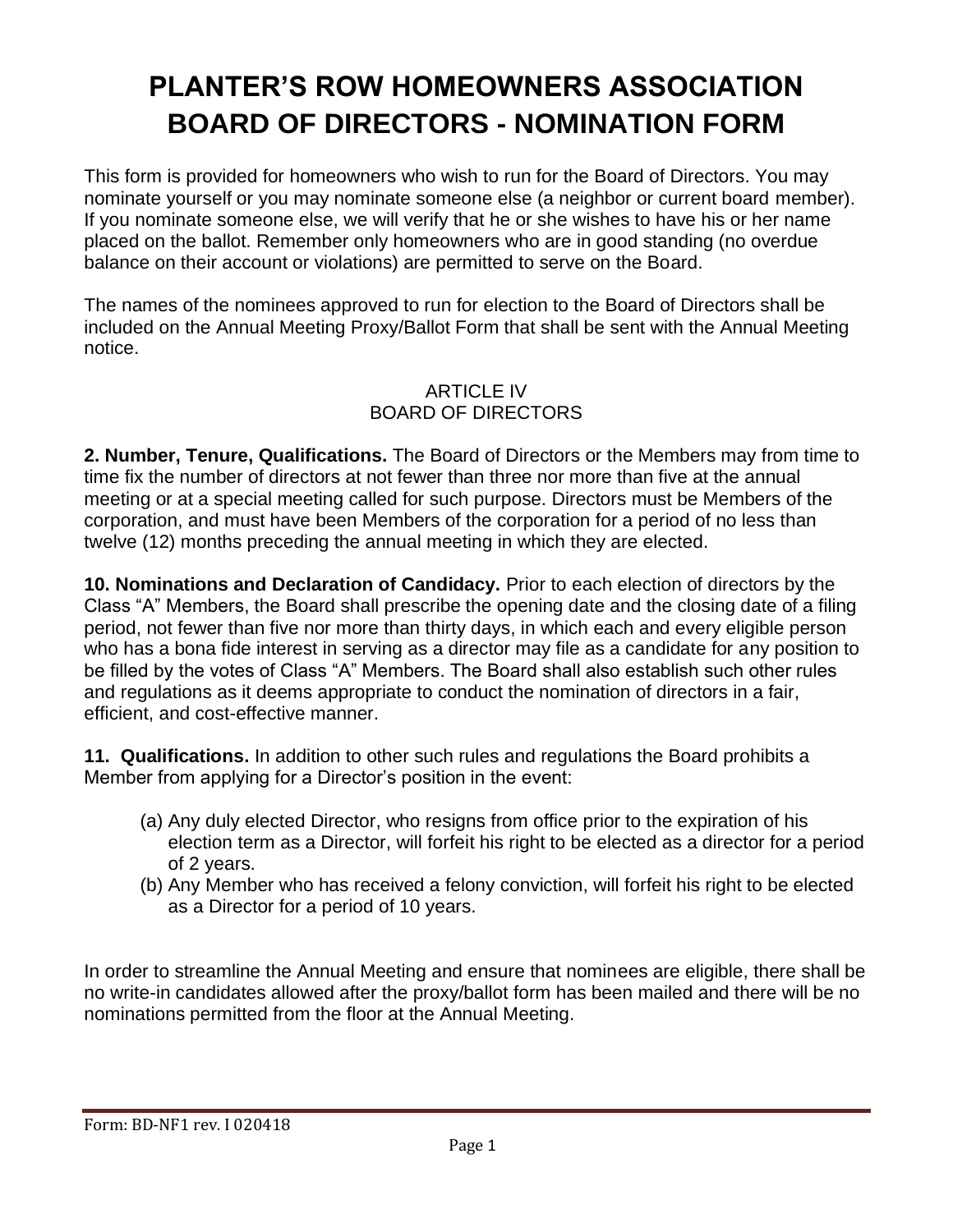# PLANTER'S ROW HOMEOWNERS ASSOCIATION BOARD OF DIRECTORS - NOMINATION FORM

This form is provided for homeowners who wish to run for the Board of Directors. You may nominate yourself or you may nominate someone else (a neighbor or current board member). If you nominate someone else, we will verify that he or she wishes to have his or her name placed on the ballot. Remember only homeowners who are in good standing (no overdue balance on their account or violations) are permitted to serve on the Board.

The names of the nominees approved to run for election to the Board of Directors shall be included on the Annual Meeting Proxy/Ballot Form that shall be sent with the Annual Meeting notice.

## ARTICLE IV
## BOARD OF DIRECTORS

**2. Number, Tenure, Qualifications.** The Board of Directors or the Members may from time to time fix the number of directors at not fewer than three nor more than five at the annual meeting or at a special meeting called for such purpose. Directors must be Members of the corporation, and must have been Members of the corporation for a period of no less than twelve (12) months preceding the annual meeting in which they are elected.

**10. Nominations and Declaration of Candidacy.** Prior to each election of directors by the Class "A" Members, the Board shall prescribe the opening date and the closing date of a filing period, not fewer than five nor more than thirty days, in which each and every eligible person who has a bona fide interest in serving as a director may file as a candidate for any position to be filled by the votes of Class "A" Members. The Board shall also establish such other rules and regulations as it deems appropriate to conduct the nomination of directors in a fair, efficient, and cost-effective manner.

**11. Qualifications.** In addition to other such rules and regulations the Board prohibits a Member from applying for a Director's position in the event:

(a) Any duly elected Director, who resigns from office prior to the expiration of his election term as a Director, will forfeit his right to be elected as a director for a period of 2 years.
(b) Any Member who has received a felony conviction, will forfeit his right to be elected as a Director for a period of 10 years.

In order to streamline the Annual Meeting and ensure that nominees are eligible, there shall be no write-in candidates allowed after the proxy/ballot form has been mailed and there will be no nominations permitted from the floor at the Annual Meeting.

Form: BD-NF1 rev. I 020418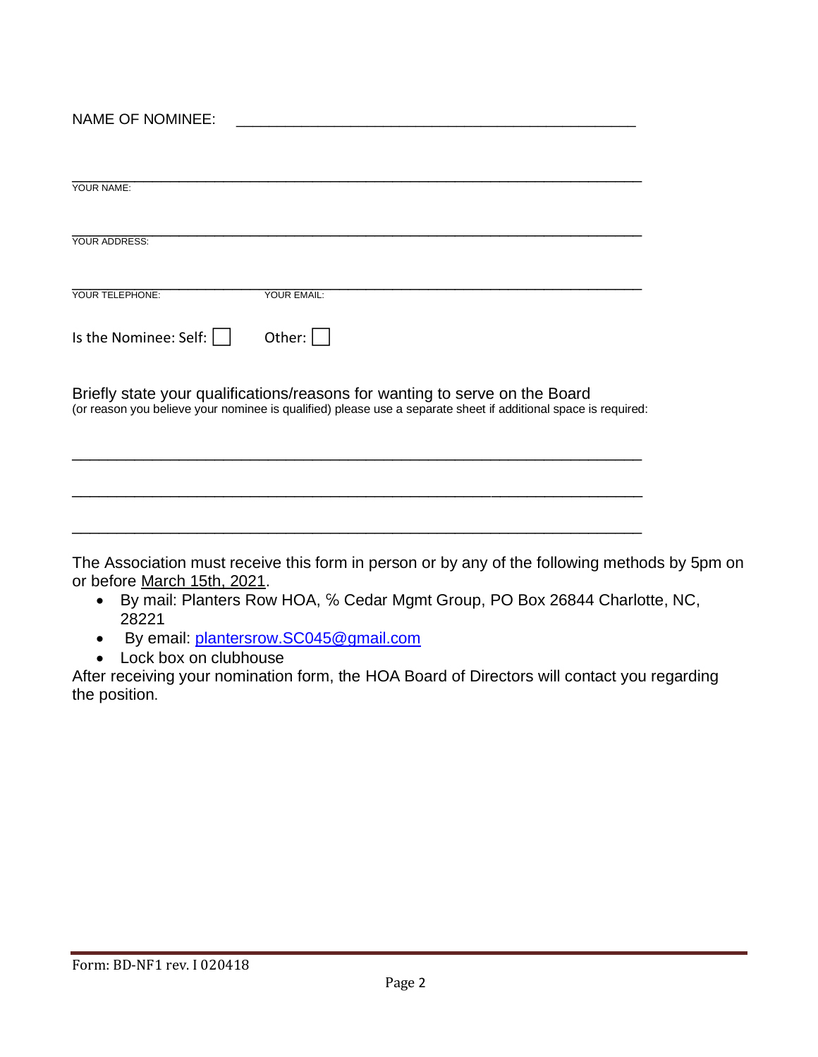NAME OF NOMINEE: ________________________________________________

________________________________________________________________________
YOUR NAME:

________________________________________________________________________
YOUR ADDRESS:

________________________________________________________________________
YOUR TELEPHONE: YOUR EMAIL:

Is the Nominee: Self: ☐ Other: ☐

Briefly state your qualifications/reasons for wanting to serve on the Board
(or reason you believe your nominee is qualified) please use a separate sheet if additional space is required:

________________________________________________________________________

________________________________________________________________________

________________________________________________________________________

The Association must receive this form in person or by any of the following methods by 5pm on or before March 15th, 2021.

- By mail: Planters Row HOA, ℅ Cedar Mgmt Group, PO Box 26844 Charlotte, NC, 28221
- By email: plantersrow.SC045@gmail.com
- Lock box on clubhouse

After receiving your nomination form, the HOA Board of Directors will contact you regarding the position.

Form: BD-NF1 rev. I 020418